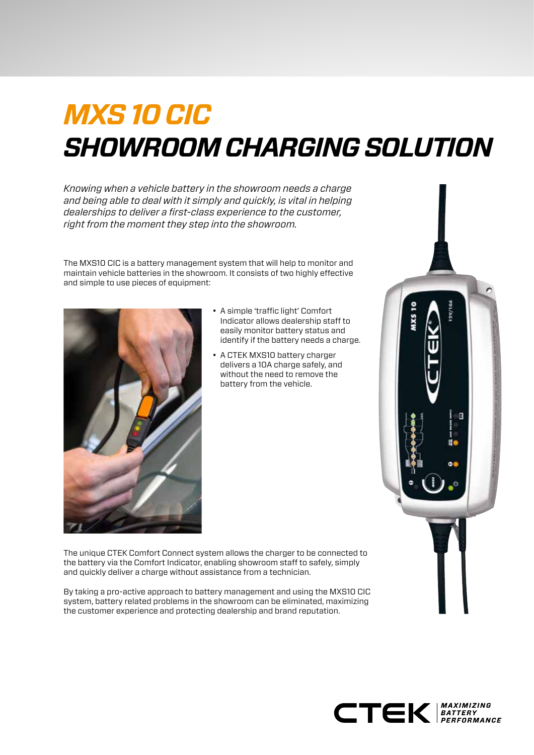# *MXS 10 CIC*
# *SHOWROOM CHARGING SOLUTION*

*Knowing when a vehicle battery in the showroom needs a charge and being able to deal with it simply and quickly, is vital in helping dealerships to deliver a first-class experience to the customer, right from the moment they step into the showroom.*

The MXS10 CIC is a battery management system that will help to monitor and maintain vehicle batteries in the showroom. It consists of two highly effective and simple to use pieces of equipment:

- A simple 'traffic light' Comfort Indicator allows dealership staff to easily monitor battery status and identify if the battery needs a charge.
- A CTEK MXS10 battery charger delivers a 10A charge safely, and without the need to remove the battery from the vehicle.

The unique CTEK Comfort Connect system allows the charger to be connected to the battery via the Comfort Indicator, enabling showroom staff to safely, simply and quickly deliver a charge without assistance from a technician.

By taking a pro-active approach to battery management and using the MXS10 CIC system, battery related problems in the showroom can be eliminated, maximizing the customer experience and protecting dealership and brand reputation.

CTEK MAXIMIZING BATTERY PERFORMANCE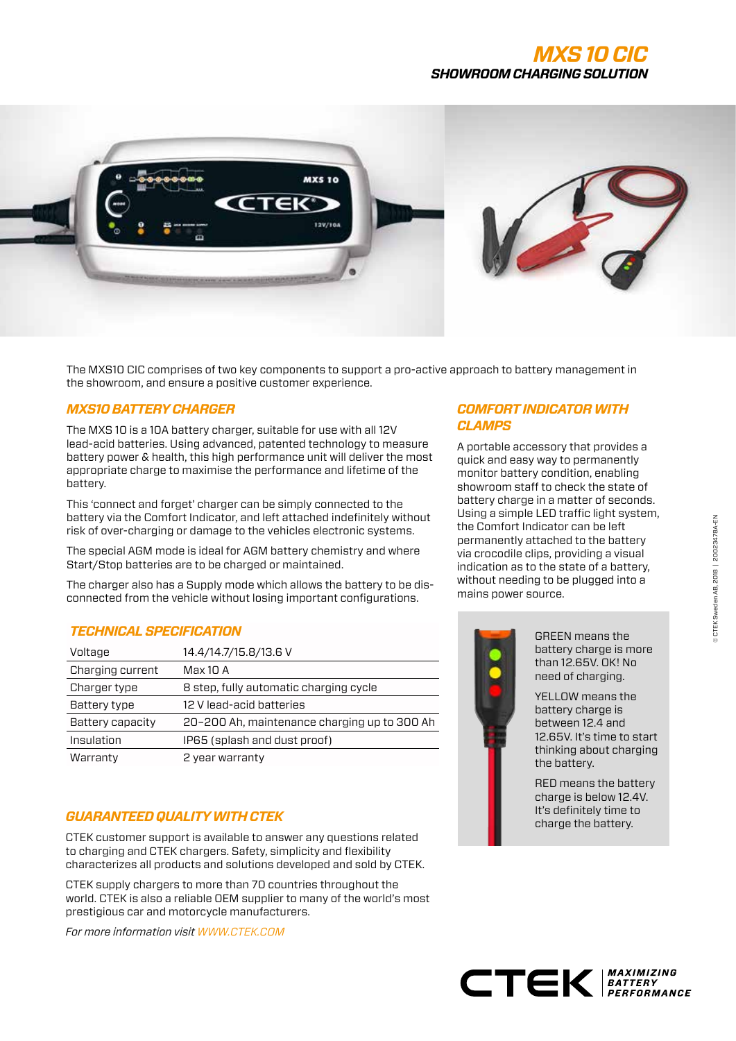# MXS 10 CIC

## SHOWROOM CHARGING SOLUTION

The MXS10 CIC comprises of two key components to support a pro-active approach to battery management in the showroom, and ensure a positive customer experience.

### MXS10 BATTERY CHARGER

The MXS 10 is a 10A battery charger, suitable for use with all 12V lead-acid batteries. Using advanced, patented technology to measure battery power & health, this high performance unit will deliver the most appropriate charge to maximise the performance and lifetime of the battery.

This 'connect and forget' charger can be simply connected to the battery via the Comfort Indicator, and left attached indefinitely without risk of over-charging or damage to the vehicles electronic systems.

The special AGM mode is ideal for AGM battery chemistry and where Start/Stop batteries are to be charged or maintained.

The charger also has a Supply mode which allows the battery to be dis-connected from the vehicle without losing important configurations.

### TECHNICAL SPECIFICATION

| | |
|---|---|
| Voltage | 14.4/14.7/15.8/13.6 V |
| Charging current | Max 10 A |
| Charger type | 8 step, fully automatic charging cycle |
| Battery type | 12 V lead-acid batteries |
| Battery capacity | 20–200 Ah, maintenance charging up to 300 Ah |
| Insulation | IP65 (splash and dust proof) |
| Warranty | 2 year warranty |

### GUARANTEED QUALITY WITH CTEK

CTEK customer support is available to answer any questions related to charging and CTEK chargers. Safety, simplicity and flexibility characterizes all products and solutions developed and sold by CTEK.

CTEK supply chargers to more than 70 countries throughout the world. CTEK is also a reliable OEM supplier to many of the world's most prestigious car and motorcycle manufacturers.

*For more information visit WWW.CTEK.COM*

### COMFORT INDICATOR WITH CLAMPS

A portable accessory that provides a quick and easy way to permanently monitor battery condition, enabling showroom staff to check the state of battery charge in a matter of seconds. Using a simple LED traffic light system, the Comfort Indicator can be left permanently attached to the battery via crocodile clips, providing a visual indication as to the state of a battery, without needing to be plugged into a mains power source.

GREEN means the battery charge is more than 12.65V. OK! No need of charging.

YELLOW means the battery charge is between 12.4 and 12.65V. It's time to start thinking about charging the battery.

RED means the battery charge is below 12.4V. It's definitely time to charge the battery.

© CTEK Sweden AB, 2018 | 20023478A-EN

CTEK MAXIMIZING BATTERY PERFORMANCE